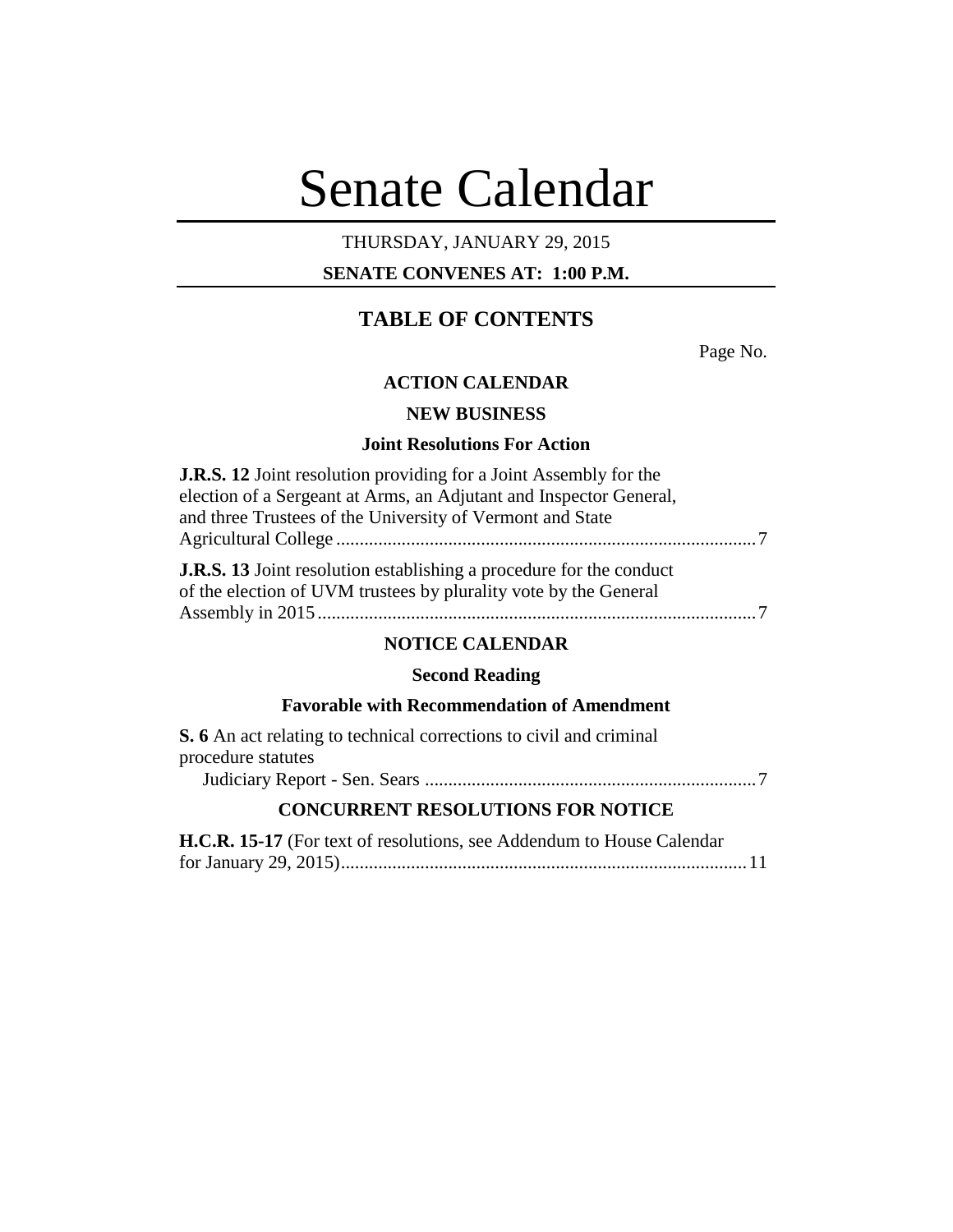# Senate Calendar

THURSDAY, JANUARY 29, 2015

**SENATE CONVENES AT: 1:00 P.M.**

## TABLE OF CONTENTS

Page No.

### ACTION CALENDAR

### NEW BUSINESS

#### Joint Resolutions For Action

**J.R.S. 12** Joint resolution providing for a Joint Assembly for the election of a Sergeant at Arms, an Adjutant and Inspector General, and three Trustees of the University of Vermont and State Agricultural College ........................................................................................ 7

**J.R.S. 13** Joint resolution establishing a procedure for the conduct of the election of UVM trustees by plurality vote by the General Assembly in 2015 ............................................................................................. 7

### NOTICE CALENDAR

#### Second Reading

#### Favorable with Recommendation of Amendment

**S. 6** An act relating to technical corrections to civil and criminal procedure statutes

Judiciary Report - Sen. Sears ...................................................................... 7

### CONCURRENT RESOLUTIONS FOR NOTICE

**H.C.R. 15-17** (For text of resolutions, see Addendum to House Calendar for January 29, 2015) ..................................................................................... 11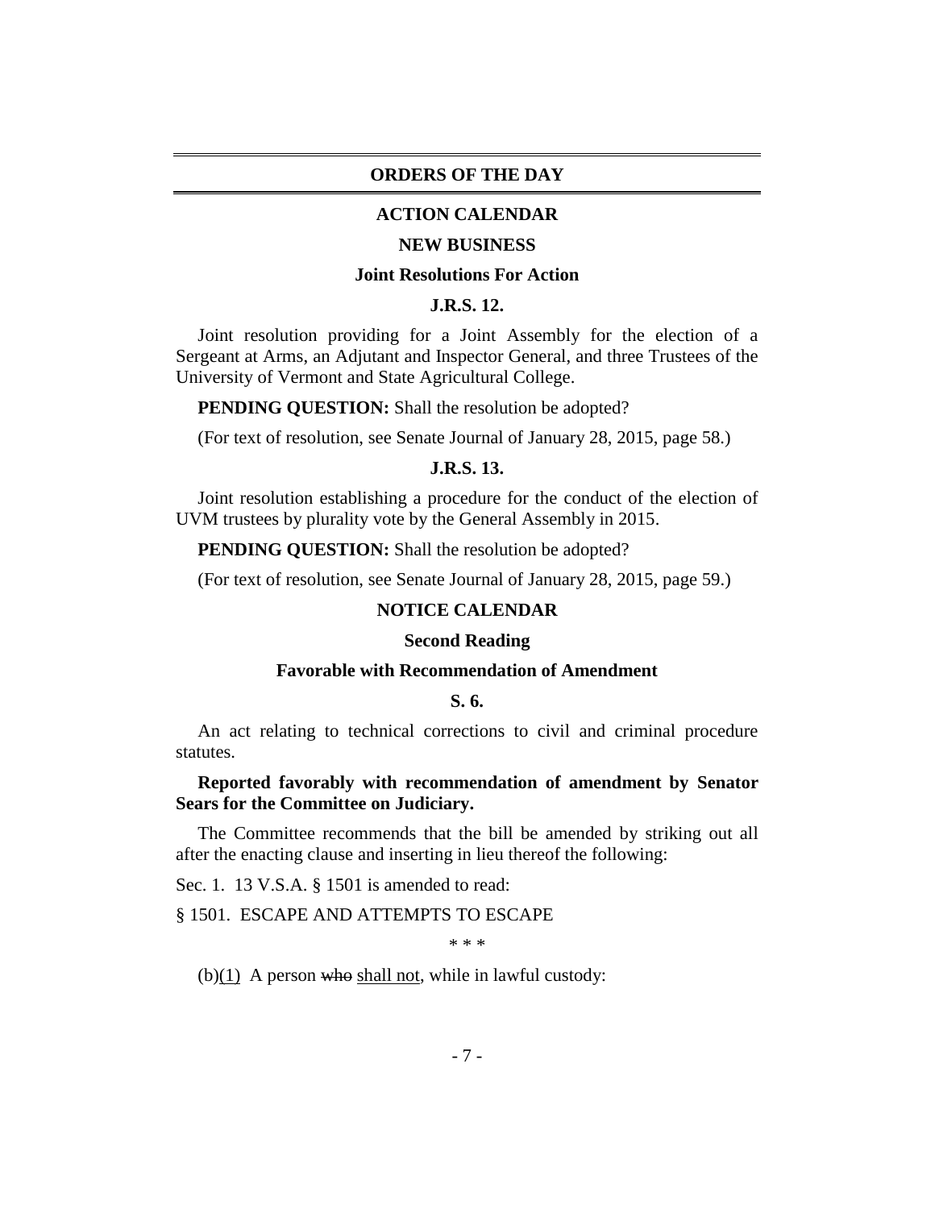## ORDERS OF THE DAY

### ACTION CALENDAR

### NEW BUSINESS

#### Joint Resolutions For Action

#### J.R.S. 12.

Joint resolution providing for a Joint Assembly for the election of a Sergeant at Arms, an Adjutant and Inspector General, and three Trustees of the University of Vermont and State Agricultural College.

**PENDING QUESTION:** Shall the resolution be adopted?

(For text of resolution, see Senate Journal of January 28, 2015, page 58.)

#### J.R.S. 13.

Joint resolution establishing a procedure for the conduct of the election of UVM trustees by plurality vote by the General Assembly in 2015.

**PENDING QUESTION:** Shall the resolution be adopted?

(For text of resolution, see Senate Journal of January 28, 2015, page 59.)

### NOTICE CALENDAR

#### Second Reading

#### Favorable with Recommendation of Amendment

#### S. 6.

An act relating to technical corrections to civil and criminal procedure statutes.

**Reported favorably with recommendation of amendment by Senator Sears for the Committee on Judiciary.**

The Committee recommends that the bill be amended by striking out all after the enacting clause and inserting in lieu thereof the following:

Sec. 1. 13 V.S.A. § 1501 is amended to read:

§ 1501. ESCAPE AND ATTEMPTS TO ESCAPE

\* \* \*

(b)<u>(1)</u> A person ~~who~~ <u>shall not</u>, while in lawful custody: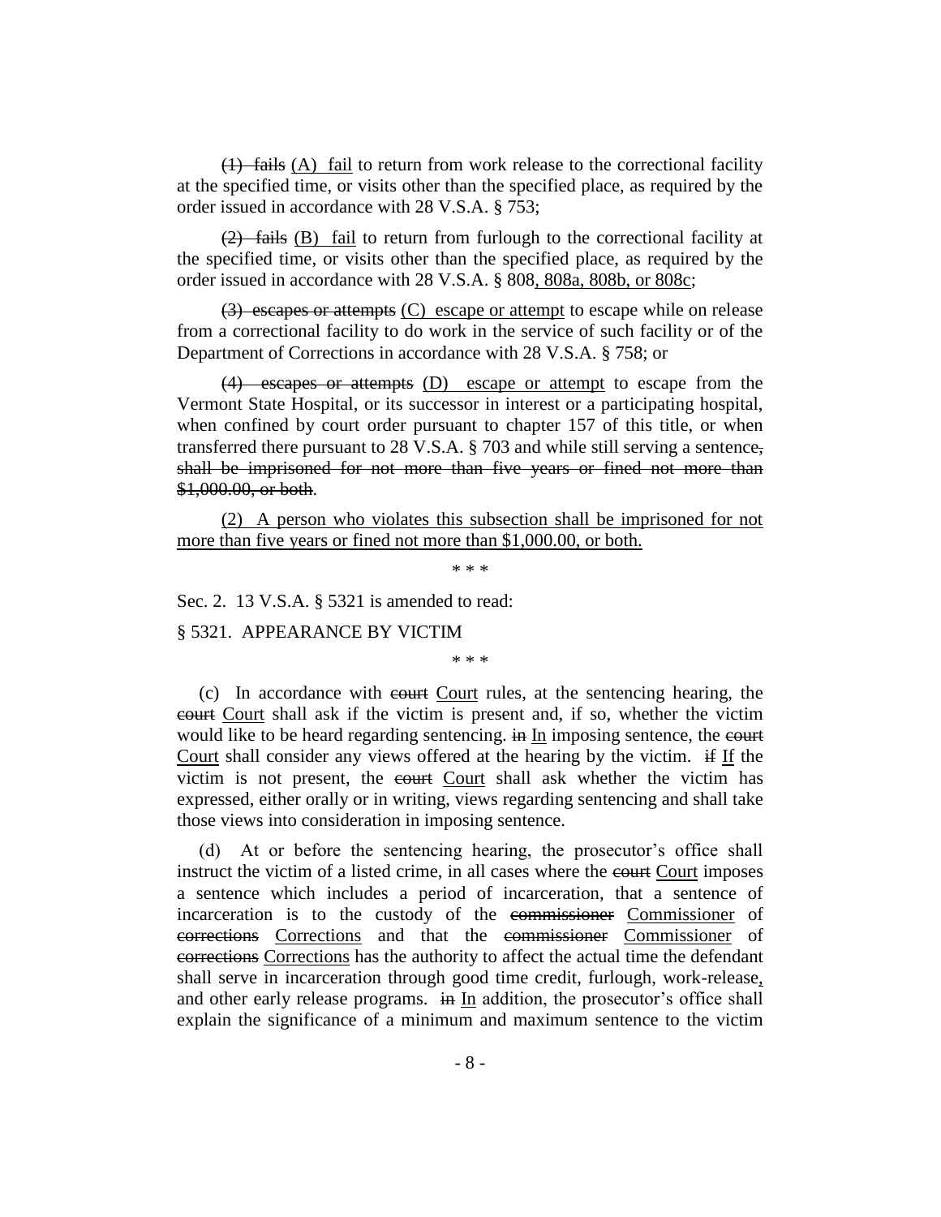~~(1) fails~~ <u>(A) fail</u> to return from work release to the correctional facility at the specified time, or visits other than the specified place, as required by the order issued in accordance with 28 V.S.A. § 753;

~~(2) fails~~ <u>(B) fail</u> to return from furlough to the correctional facility at the specified time, or visits other than the specified place, as required by the order issued in accordance with 28 V.S.A. § 808<u>, 808a, 808b, or 808c</u>;

~~(3) escapes or attempts~~ <u>(C) escape or attempt</u> to escape while on release from a correctional facility to do work in the service of such facility or of the Department of Corrections in accordance with 28 V.S.A. § 758; or

~~(4) escapes or attempts~~ <u>(D) escape or attempt</u> to escape from the Vermont State Hospital, or its successor in interest or a participating hospital, when confined by court order pursuant to chapter 157 of this title, or when transferred there pursuant to 28 V.S.A. § 703 and while still serving a sentence~~, shall be imprisoned for not more than five years or fined not more than $1,000.00, or both~~.

<u>(2) A person who violates this subsection shall be imprisoned for not more than five years or fined not more than $1,000.00, or both.</u>

\* \* \*

Sec. 2. 13 V.S.A. § 5321 is amended to read:

§ 5321. APPEARANCE BY VICTIM

\* \* \*

(c) In accordance with ~~court~~ <u>Court</u> rules, at the sentencing hearing, the ~~court~~ <u>Court</u> shall ask if the victim is present and, if so, whether the victim would like to be heard regarding sentencing. ~~in~~ <u>In</u> imposing sentence, the ~~court~~ <u>Court</u> shall consider any views offered at the hearing by the victim. ~~if~~ <u>If</u> the victim is not present, the ~~court~~ <u>Court</u> shall ask whether the victim has expressed, either orally or in writing, views regarding sentencing and shall take those views into consideration in imposing sentence.

(d) At or before the sentencing hearing, the prosecutor's office shall instruct the victim of a listed crime, in all cases where the ~~court~~ <u>Court</u> imposes a sentence which includes a period of incarceration, that a sentence of incarceration is to the custody of the ~~commissioner~~ <u>Commissioner</u> of ~~corrections~~ <u>Corrections</u> and that the ~~commissioner~~ <u>Commissioner</u> of ~~corrections~~ <u>Corrections</u> has the authority to affect the actual time the defendant shall serve in incarceration through good time credit, furlough, work-release<u>,</u> and other early release programs. ~~in~~ <u>In</u> addition, the prosecutor's office shall explain the significance of a minimum and maximum sentence to the victim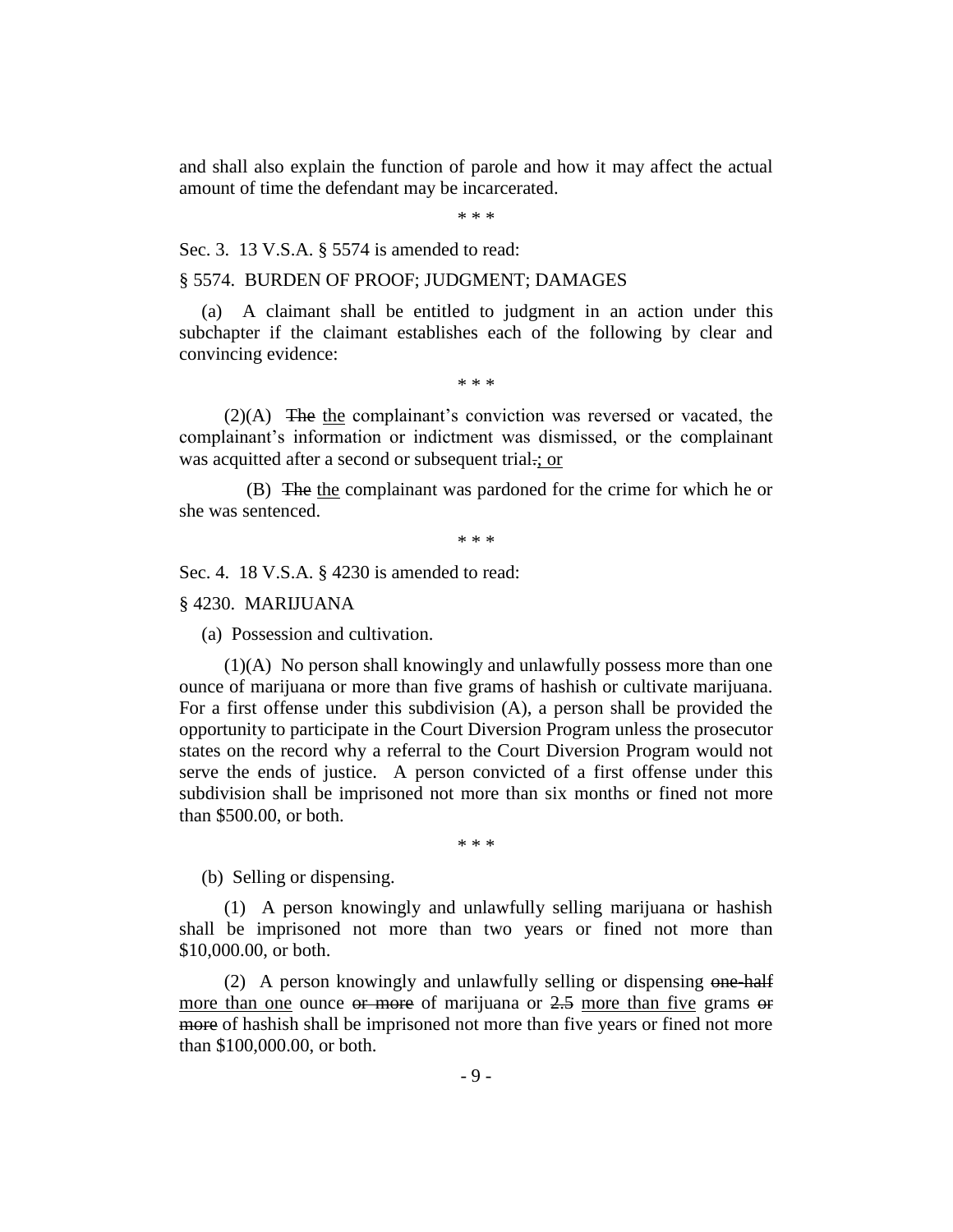and shall also explain the function of parole and how it may affect the actual amount of time the defendant may be incarcerated.

\* \* \*

Sec. 3. 13 V.S.A. § 5574 is amended to read:

§ 5574. BURDEN OF PROOF; JUDGMENT; DAMAGES

(a) A claimant shall be entitled to judgment in an action under this subchapter if the claimant establishes each of the following by clear and convincing evidence:

\* \* \*

(2)(A) ~~The~~ <u>the</u> complainant's conviction was reversed or vacated, the complainant's information or indictment was dismissed, or the complainant was acquitted after a second or subsequent trial~~.~~<u>; or</u>

(B) ~~The~~ <u>the</u> complainant was pardoned for the crime for which he or she was sentenced.

\* \* \*

Sec. 4. 18 V.S.A. § 4230 is amended to read:

§ 4230. MARIJUANA

(a) Possession and cultivation.

(1)(A) No person shall knowingly and unlawfully possess more than one ounce of marijuana or more than five grams of hashish or cultivate marijuana. For a first offense under this subdivision (A), a person shall be provided the opportunity to participate in the Court Diversion Program unless the prosecutor states on the record why a referral to the Court Diversion Program would not serve the ends of justice. A person convicted of a first offense under this subdivision shall be imprisoned not more than six months or fined not more than $500.00, or both.

\* \* \*

(b) Selling or dispensing.

(1) A person knowingly and unlawfully selling marijuana or hashish shall be imprisoned not more than two years or fined not more than $10,000.00, or both.

(2) A person knowingly and unlawfully selling or dispensing ~~one-half~~ <u>more than one</u> ounce ~~or more~~ of marijuana or ~~2.5~~ <u>more than five</u> grams ~~or more~~ of hashish shall be imprisoned not more than five years or fined not more than $100,000.00, or both.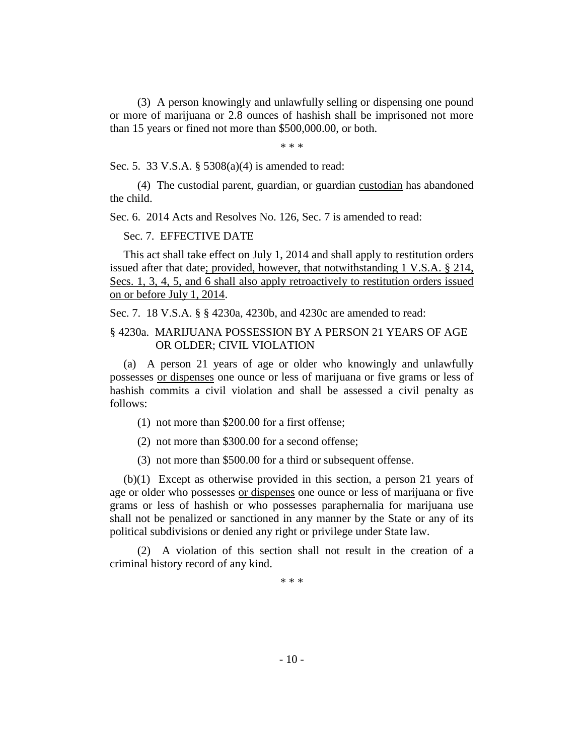(3) A person knowingly and unlawfully selling or dispensing one pound or more of marijuana or 2.8 ounces of hashish shall be imprisoned not more than 15 years or fined not more than $500,000.00, or both.

\* \* \*

Sec. 5. 33 V.S.A. § 5308(a)(4) is amended to read:

(4) The custodial parent, guardian, or ~~guardian~~ <u>custodian</u> has abandoned the child.

Sec. 6. 2014 Acts and Resolves No. 126, Sec. 7 is amended to read:

Sec. 7. EFFECTIVE DATE

This act shall take effect on July 1, 2014 and shall apply to restitution orders issued after that date<u>; provided, however, that notwithstanding 1 V.S.A. § 214, Secs. 1, 3, 4, 5, and 6 shall also apply retroactively to restitution orders issued on or before July 1, 2014</u>.

Sec. 7. 18 V.S.A. § § 4230a, 4230b, and 4230c are amended to read:

§ 4230a. MARIJUANA POSSESSION BY A PERSON 21 YEARS OF AGE OR OLDER; CIVIL VIOLATION

(a) A person 21 years of age or older who knowingly and unlawfully possesses <u>or dispenses</u> one ounce or less of marijuana or five grams or less of hashish commits a civil violation and shall be assessed a civil penalty as follows:

(1) not more than $200.00 for a first offense;

(2) not more than $300.00 for a second offense;

(3) not more than $500.00 for a third or subsequent offense.

(b)(1) Except as otherwise provided in this section, a person 21 years of age or older who possesses <u>or dispenses</u> one ounce or less of marijuana or five grams or less of hashish or who possesses paraphernalia for marijuana use shall not be penalized or sanctioned in any manner by the State or any of its political subdivisions or denied any right or privilege under State law.

(2) A violation of this section shall not result in the creation of a criminal history record of any kind.

\* \* \*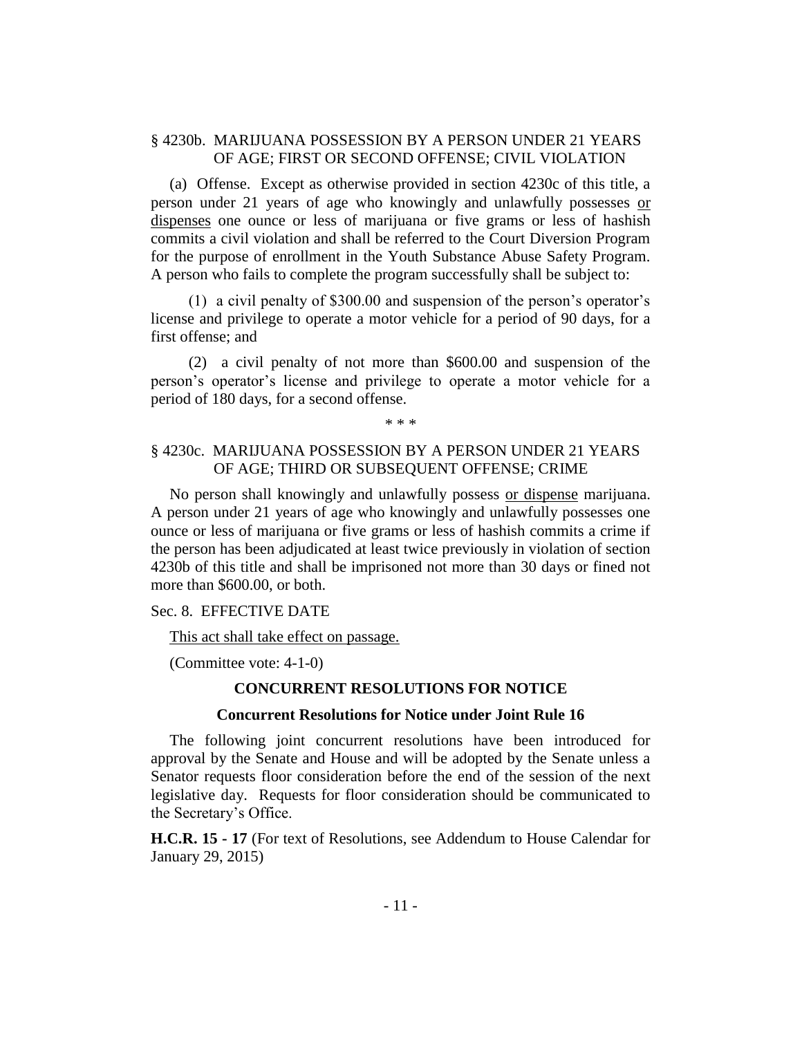§ 4230b. MARIJUANA POSSESSION BY A PERSON UNDER 21 YEARS OF AGE; FIRST OR SECOND OFFENSE; CIVIL VIOLATION

(a) Offense. Except as otherwise provided in section 4230c of this title, a person under 21 years of age who knowingly and unlawfully possesses <u>or dispenses</u> one ounce or less of marijuana or five grams or less of hashish commits a civil violation and shall be referred to the Court Diversion Program for the purpose of enrollment in the Youth Substance Abuse Safety Program. A person who fails to complete the program successfully shall be subject to:

(1) a civil penalty of $300.00 and suspension of the person's operator's license and privilege to operate a motor vehicle for a period of 90 days, for a first offense; and

(2) a civil penalty of not more than $600.00 and suspension of the person's operator's license and privilege to operate a motor vehicle for a period of 180 days, for a second offense.

\* \* \*

§ 4230c. MARIJUANA POSSESSION BY A PERSON UNDER 21 YEARS OF AGE; THIRD OR SUBSEQUENT OFFENSE; CRIME

No person shall knowingly and unlawfully possess <u>or dispense</u> marijuana. A person under 21 years of age who knowingly and unlawfully possesses one ounce or less of marijuana or five grams or less of hashish commits a crime if the person has been adjudicated at least twice previously in violation of section 4230b of this title and shall be imprisoned not more than 30 days or fined not more than $600.00, or both.

Sec. 8. EFFECTIVE DATE

<u>This act shall take effect on passage.</u>

(Committee vote: 4-1-0)

## CONCURRENT RESOLUTIONS FOR NOTICE

### Concurrent Resolutions for Notice under Joint Rule 16

The following joint concurrent resolutions have been introduced for approval by the Senate and House and will be adopted by the Senate unless a Senator requests floor consideration before the end of the session of the next legislative day. Requests for floor consideration should be communicated to the Secretary's Office.

**H.C.R. 15 - 17** (For text of Resolutions, see Addendum to House Calendar for January 29, 2015)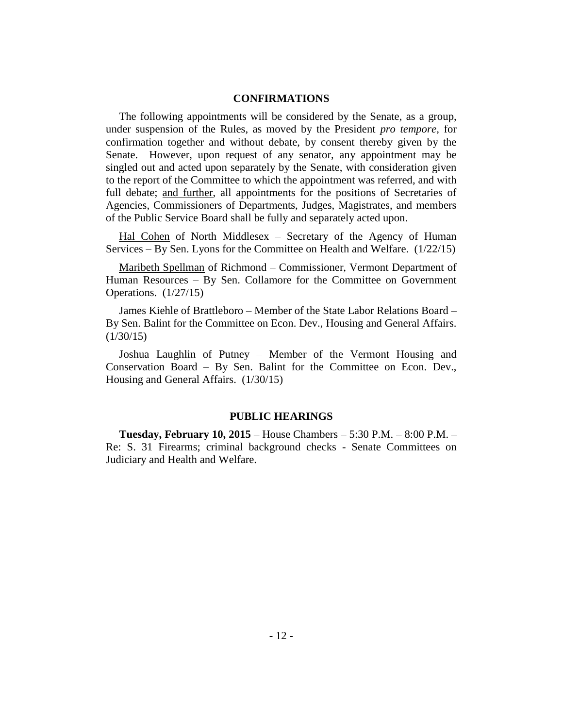## CONFIRMATIONS

The following appointments will be considered by the Senate, as a group, under suspension of the Rules, as moved by the President *pro tempore,* for confirmation together and without debate, by consent thereby given by the Senate. However, upon request of any senator, any appointment may be singled out and acted upon separately by the Senate, with consideration given to the report of the Committee to which the appointment was referred, and with full debate; <u>and further</u>, all appointments for the positions of Secretaries of Agencies, Commissioners of Departments, Judges, Magistrates, and members of the Public Service Board shall be fully and separately acted upon.

<u>Hal Cohen</u> of North Middlesex – Secretary of the Agency of Human Services – By Sen. Lyons for the Committee on Health and Welfare. (1/22/15)

<u>Maribeth Spellman</u> of Richmond – Commissioner, Vermont Department of Human Resources – By Sen. Collamore for the Committee on Government Operations. (1/27/15)

James Kiehle of Brattleboro – Member of the State Labor Relations Board – By Sen. Balint for the Committee on Econ. Dev., Housing and General Affairs. (1/30/15)

Joshua Laughlin of Putney – Member of the Vermont Housing and Conservation Board – By Sen. Balint for the Committee on Econ. Dev., Housing and General Affairs. (1/30/15)

## PUBLIC HEARINGS

**Tuesday, February 10, 2015** – House Chambers – 5:30 P.M. – 8:00 P.M. – Re: S. 31 Firearms; criminal background checks - Senate Committees on Judiciary and Health and Welfare.